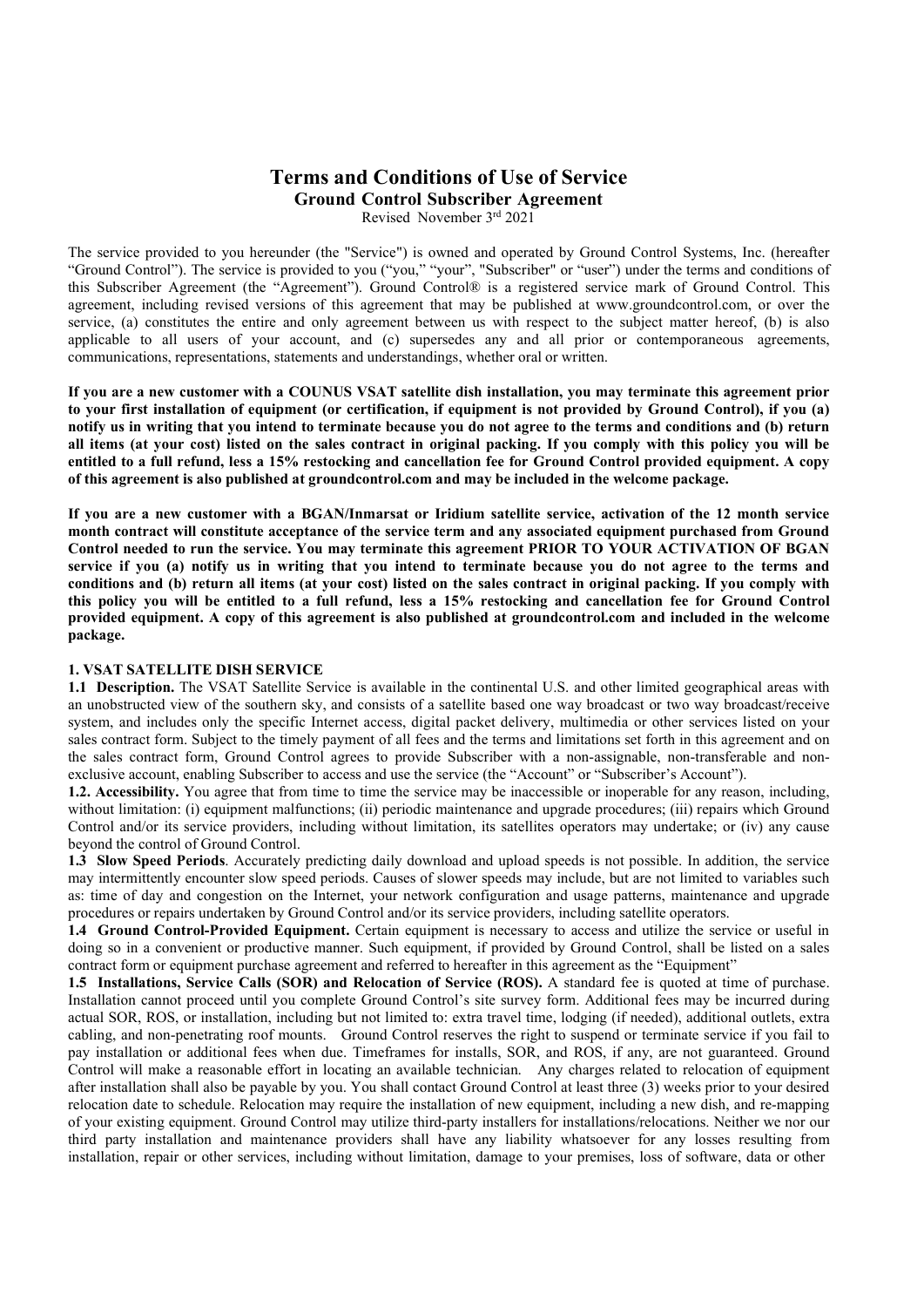# Terms and Conditions of Use of Service

## Ground Control Subscriber Agreement

Revised November 3rd 2021

The service provided to you hereunder (the "Service") is owned and operated by Ground Control Systems, Inc. (hereafter "Ground Control"). The service is provided to you ("you," "your", "Subscriber" or "user") under the terms and conditions of this Subscriber Agreement (the "Agreement"). Ground Control® is a registered service mark of Ground Control. This agreement, including revised versions of this agreement that may be published at www.groundcontrol.com, or over the service, (a) constitutes the entire and only agreement between us with respect to the subject matter hereof, (b) is also applicable to all users of your account, and (c) supersedes any and all prior or contemporaneous agreements, communications, representations, statements and understandings, whether oral or written.

**If you are a new customer with a COUNUS VSAT satellite dish installation, you may terminate this agreement prior to your first installation of equipment (or certification, if equipment is not provided by Ground Control), if you (a) notify us in writing that you intend to terminate because you do not agree to the terms and conditions and (b) return all items (at your cost) listed on the sales contract in original packing. If you comply with this policy you will be entitled to a full refund, less a 15% restocking and cancellation fee for Ground Control provided equipment. A copy of this agreement is also published at groundcontrol.com and may be included in the welcome package.**

**If you are a new customer with a BGAN/Inmarsat or Iridium satellite service, activation of the 12 month service month contract will constitute acceptance of the service term and any associated equipment purchased from Ground Control needed to run the service. You may terminate this agreement PRIOR TO YOUR ACTIVATION OF BGAN service if you (a) notify us in writing that you intend to terminate because you do not agree to the terms and conditions and (b) return all items (at your cost) listed on the sales contract in original packing. If you comply with this policy you will be entitled to a full refund, less a 15% restocking and cancellation fee for Ground Control provided equipment. A copy of this agreement is also published at groundcontrol.com and included in the welcome package.**

### 1. VSAT SATELLITE DISH SERVICE

**1.1 Description.** The VSAT Satellite Service is available in the continental U.S. and other limited geographical areas with an unobstructed view of the southern sky, and consists of a satellite based one way broadcast or two way broadcast/receive system, and includes only the specific Internet access, digital packet delivery, multimedia or other services listed on your sales contract form. Subject to the timely payment of all fees and the terms and limitations set forth in this agreement and on the sales contract form, Ground Control agrees to provide Subscriber with a non-assignable, non-transferable and non-exclusive account, enabling Subscriber to access and use the service (the "Account" or "Subscriber's Account").

**1.2. Accessibility.** You agree that from time to time the service may be inaccessible or inoperable for any reason, including, without limitation: (i) equipment malfunctions; (ii) periodic maintenance and upgrade procedures; (iii) repairs which Ground Control and/or its service providers, including without limitation, its satellites operators may undertake; or (iv) any cause beyond the control of Ground Control.

**1.3 Slow Speed Periods**. Accurately predicting daily download and upload speeds is not possible. In addition, the service may intermittently encounter slow speed periods. Causes of slower speeds may include, but are not limited to variables such as: time of day and congestion on the Internet, your network configuration and usage patterns, maintenance and upgrade procedures or repairs undertaken by Ground Control and/or its service providers, including satellite operators.

**1.4 Ground Control-Provided Equipment.** Certain equipment is necessary to access and utilize the service or useful in doing so in a convenient or productive manner. Such equipment, if provided by Ground Control, shall be listed on a sales contract form or equipment purchase agreement and referred to hereafter in this agreement as the "Equipment"

**1.5 Installations, Service Calls (SOR) and Relocation of Service (ROS).** A standard fee is quoted at time of purchase. Installation cannot proceed until you complete Ground Control's site survey form. Additional fees may be incurred during actual SOR, ROS, or installation, including but not limited to: extra travel time, lodging (if needed), additional outlets, extra cabling, and non-penetrating roof mounts. Ground Control reserves the right to suspend or terminate service if you fail to pay installation or additional fees when due. Timeframes for installs, SOR, and ROS, if any, are not guaranteed. Ground Control will make a reasonable effort in locating an available technician. Any charges related to relocation of equipment after installation shall also be payable by you. You shall contact Ground Control at least three (3) weeks prior to your desired relocation date to schedule. Relocation may require the installation of new equipment, including a new dish, and re-mapping of your existing equipment. Ground Control may utilize third-party installers for installations/relocations. Neither we nor our third party installation and maintenance providers shall have any liability whatsoever for any losses resulting from installation, repair or other services, including without limitation, damage to your premises, loss of software, data or other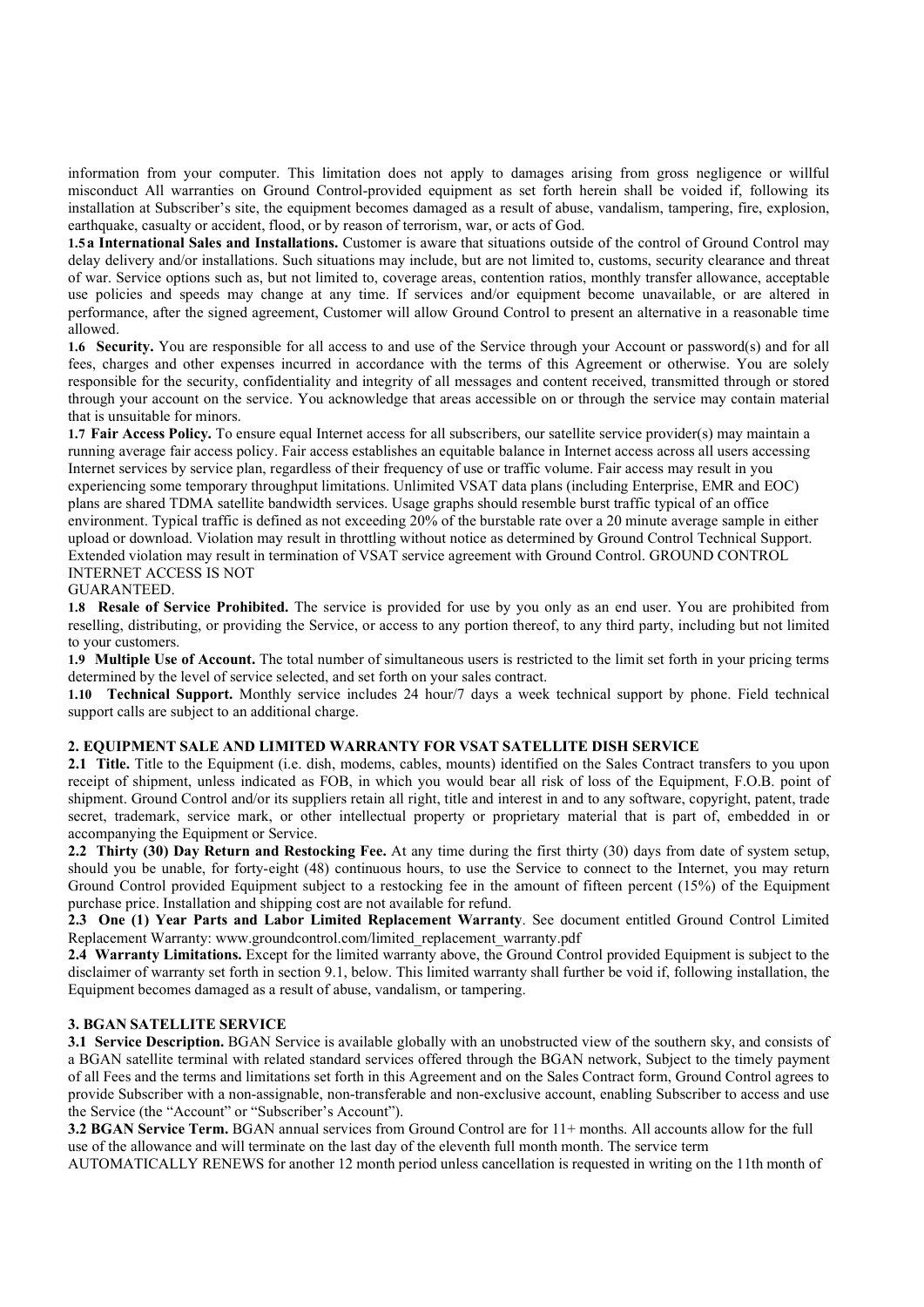information from your computer. This limitation does not apply to damages arising from gross negligence or willful misconduct All warranties on Ground Control-provided equipment as set forth herein shall be voided if, following its installation at Subscriber's site, the equipment becomes damaged as a result of abuse, vandalism, tampering, fire, explosion, earthquake, casualty or accident, flood, or by reason of terrorism, war, or acts of God.

**1.5 a International Sales and Installations.** Customer is aware that situations outside of the control of Ground Control may delay delivery and/or installations. Such situations may include, but are not limited to, customs, security clearance and threat of war. Service options such as, but not limited to, coverage areas, contention ratios, monthly transfer allowance, acceptable use policies and speeds may change at any time. If services and/or equipment become unavailable, or are altered in performance, after the signed agreement, Customer will allow Ground Control to present an alternative in a reasonable time allowed.

**1.6 Security.** You are responsible for all access to and use of the Service through your Account or password(s) and for all fees, charges and other expenses incurred in accordance with the terms of this Agreement or otherwise. You are solely responsible for the security, confidentiality and integrity of all messages and content received, transmitted through or stored through your account on the service. You acknowledge that areas accessible on or through the service may contain material that is unsuitable for minors.

**1.7 Fair Access Policy.** To ensure equal Internet access for all subscribers, our satellite service provider(s) may maintain a running average fair access policy. Fair access establishes an equitable balance in Internet access across all users accessing Internet services by service plan, regardless of their frequency of use or traffic volume. Fair access may result in you experiencing some temporary throughput limitations. Unlimited VSAT data plans (including Enterprise, EMR and EOC) plans are shared TDMA satellite bandwidth services. Usage graphs should resemble burst traffic typical of an office environment. Typical traffic is defined as not exceeding 20% of the burstable rate over a 20 minute average sample in either upload or download. Violation may result in throttling without notice as determined by Ground Control Technical Support. Extended violation may result in termination of VSAT service agreement with Ground Control. GROUND CONTROL INTERNET ACCESS IS NOT GUARANTEED.

**1.8 Resale of Service Prohibited.** The service is provided for use by you only as an end user. You are prohibited from reselling, distributing, or providing the Service, or access to any portion thereof, to any third party, including but not limited to your customers.

**1.9 Multiple Use of Account.** The total number of simultaneous users is restricted to the limit set forth in your pricing terms determined by the level of service selected, and set forth on your sales contract.

**1.10 Technical Support.** Monthly service includes 24 hour/7 days a week technical support by phone. Field technical support calls are subject to an additional charge.

## 2. EQUIPMENT SALE AND LIMITED WARRANTY FOR VSAT SATELLITE DISH SERVICE

**2.1 Title.** Title to the Equipment (i.e. dish, modems, cables, mounts) identified on the Sales Contract transfers to you upon receipt of shipment, unless indicated as FOB, in which you would bear all risk of loss of the Equipment, F.O.B. point of shipment. Ground Control and/or its suppliers retain all right, title and interest in and to any software, copyright, patent, trade secret, trademark, service mark, or other intellectual property or proprietary material that is part of, embedded in or accompanying the Equipment or Service.

**2.2 Thirty (30) Day Return and Restocking Fee.** At any time during the first thirty (30) days from date of system setup, should you be unable, for forty-eight (48) continuous hours, to use the Service to connect to the Internet, you may return Ground Control provided Equipment subject to a restocking fee in the amount of fifteen percent (15%) of the Equipment purchase price. Installation and shipping cost are not available for refund.

**2.3 One (1) Year Parts and Labor Limited Replacement Warranty**. See document entitled Ground Control Limited Replacement Warranty: www.groundcontrol.com/limited_replacement_warranty.pdf

**2.4 Warranty Limitations.** Except for the limited warranty above, the Ground Control provided Equipment is subject to the disclaimer of warranty set forth in section 9.1, below. This limited warranty shall further be void if, following installation, the Equipment becomes damaged as a result of abuse, vandalism, or tampering.

## 3. BGAN SATELLITE SERVICE

**3.1 Service Description.** BGAN Service is available globally with an unobstructed view of the southern sky, and consists of a BGAN satellite terminal with related standard services offered through the BGAN network, Subject to the timely payment of all Fees and the terms and limitations set forth in this Agreement and on the Sales Contract form, Ground Control agrees to provide Subscriber with a non-assignable, non-transferable and non-exclusive account, enabling Subscriber to access and use the Service (the "Account" or "Subscriber's Account").

**3.2 BGAN Service Term.** BGAN annual services from Ground Control are for 11+ months. All accounts allow for the full use of the allowance and will terminate on the last day of the eleventh full month month. The service term AUTOMATICALLY RENEWS for another 12 month period unless cancellation is requested in writing on the 11th month of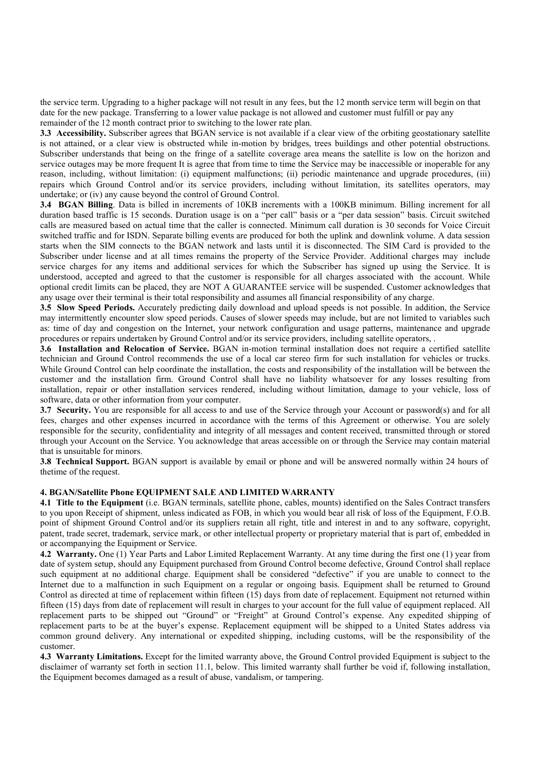the service term. Upgrading to a higher package will not result in any fees, but the 12 month service term will begin on that date for the new package. Transferring to a lower value package is not allowed and customer must fulfill or pay any remainder of the 12 month contract prior to switching to the lower rate plan.

**3.3 Accessibility.** Subscriber agrees that BGAN service is not available if a clear view of the orbiting geostationary satellite is not attained, or a clear view is obstructed while in-motion by bridges, trees buildings and other potential obstructions. Subscriber understands that being on the fringe of a satellite coverage area means the satellite is low on the horizon and service outages may be more frequent It is agree that from time to time the Service may be inaccessible or inoperable for any reason, including, without limitation: (i) equipment malfunctions; (ii) periodic maintenance and upgrade procedures, (iii) repairs which Ground Control and/or its service providers, including without limitation, its satellites operators, may undertake; or (iv) any cause beyond the control of Ground Control.

**3.4 BGAN Billing**. Data is billed in increments of 10KB increments with a 100KB minimum. Billing increment for all duration based traffic is 15 seconds. Duration usage is on a "per call" basis or a "per data session" basis. Circuit switched calls are measured based on actual time that the caller is connected. Minimum call duration is 30 seconds for Voice Circuit switched traffic and for ISDN. Separate billing events are produced for both the uplink and downlink volume. A data session starts when the SIM connects to the BGAN network and lasts until it is disconnected. The SIM Card is provided to the Subscriber under license and at all times remains the property of the Service Provider. Additional charges may include service charges for any items and additional services for which the Subscriber has signed up using the Service. It is understood, accepted and agreed to that the customer is responsible for all charges associated with the account. While optional credit limits can be placed, they are NOT A GUARANTEE service will be suspended. Customer acknowledges that any usage over their terminal is their total responsibility and assumes all financial responsibility of any charge.

**3.5 Slow Speed Periods.** Accurately predicting daily download and upload speeds is not possible. In addition, the Service may intermittently encounter slow speed periods. Causes of slower speeds may include, but are not limited to variables such as: time of day and congestion on the Internet, your network configuration and usage patterns, maintenance and upgrade procedures or repairs undertaken by Ground Control and/or its service providers, including satellite operators, .

**3.6 Installation and Relocation of Service.** BGAN in-motion terminal installation does not require a certified satellite technician and Ground Control recommends the use of a local car stereo firm for such installation for vehicles or trucks. While Ground Control can help coordinate the installation, the costs and responsibility of the installation will be between the customer and the installation firm. Ground Control shall have no liability whatsoever for any losses resulting from installation, repair or other installation services rendered, including without limitation, damage to your vehicle, loss of software, data or other information from your computer.

**3.7 Security.** You are responsible for all access to and use of the Service through your Account or password(s) and for all fees, charges and other expenses incurred in accordance with the terms of this Agreement or otherwise. You are solely responsible for the security, confidentiality and integrity of all messages and content received, transmitted through or stored through your Account on the Service. You acknowledge that areas accessible on or through the Service may contain material that is unsuitable for minors.

**3.8 Technical Support.** BGAN support is available by email or phone and will be answered normally within 24 hours of thetime of the request.

## 4. BGAN/Satellite Phone EQUIPMENT SALE AND LIMITED WARRANTY

**4.1 Title to the Equipment** (i.e. BGAN terminals, satellite phone, cables, mounts) identified on the Sales Contract transfers to you upon Receipt of shipment, unless indicated as FOB, in which you would bear all risk of loss of the Equipment, F.O.B. point of shipment Ground Control and/or its suppliers retain all right, title and interest in and to any software, copyright, patent, trade secret, trademark, service mark, or other intellectual property or proprietary material that is part of, embedded in or accompanying the Equipment or Service.

**4.2 Warranty.** One (1) Year Parts and Labor Limited Replacement Warranty. At any time during the first one (1) year from date of system setup, should any Equipment purchased from Ground Control become defective, Ground Control shall replace such equipment at no additional charge. Equipment shall be considered "defective" if you are unable to connect to the Internet due to a malfunction in such Equipment on a regular or ongoing basis. Equipment shall be returned to Ground Control as directed at time of replacement within fifteen (15) days from date of replacement. Equipment not returned within fifteen (15) days from date of replacement will result in charges to your account for the full value of equipment replaced. All replacement parts to be shipped out "Ground" or "Freight" at Ground Control's expense. Any expedited shipping of replacement parts to be at the buyer's expense. Replacement equipment will be shipped to a United States address via common ground delivery. Any international or expedited shipping, including customs, will be the responsibility of the customer.

**4.3 Warranty Limitations.** Except for the limited warranty above, the Ground Control provided Equipment is subject to the disclaimer of warranty set forth in section 11.1, below. This limited warranty shall further be void if, following installation, the Equipment becomes damaged as a result of abuse, vandalism, or tampering.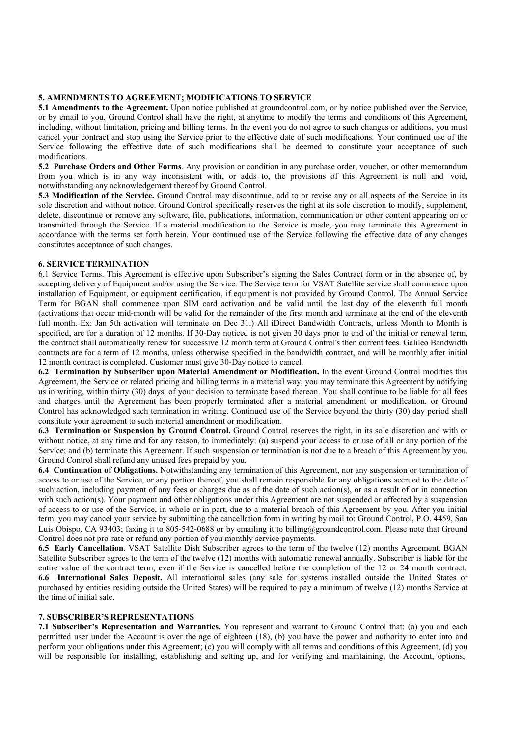## 5. AMENDMENTS TO AGREEMENT; MODIFICATIONS TO SERVICE

**5.1 Amendments to the Agreement.** Upon notice published at groundcontrol.com, or by notice published over the Service, or by email to you, Ground Control shall have the right, at anytime to modify the terms and conditions of this Agreement, including, without limitation, pricing and billing terms. In the event you do not agree to such changes or additions, you must cancel your contract and stop using the Service prior to the effective date of such modifications. Your continued use of the Service following the effective date of such modifications shall be deemed to constitute your acceptance of such modifications.

**5.2 Purchase Orders and Other Forms**. Any provision or condition in any purchase order, voucher, or other memorandum from you which is in any way inconsistent with, or adds to, the provisions of this Agreement is null and void, notwithstanding any acknowledgement thereof by Ground Control.

**5.3 Modification of the Service.** Ground Control may discontinue, add to or revise any or all aspects of the Service in its sole discretion and without notice. Ground Control specifically reserves the right at its sole discretion to modify, supplement, delete, discontinue or remove any software, file, publications, information, communication or other content appearing on or transmitted through the Service. If a material modification to the Service is made, you may terminate this Agreement in accordance with the terms set forth herein. Your continued use of the Service following the effective date of any changes constitutes acceptance of such changes.

## 6. SERVICE TERMINATION

6.1 Service Terms. This Agreement is effective upon Subscriber's signing the Sales Contract form or in the absence of, by accepting delivery of Equipment and/or using the Service. The Service term for VSAT Satellite service shall commence upon installation of Equipment, or equipment certification, if equipment is not provided by Ground Control. The Annual Service Term for BGAN shall commence upon SIM card activation and be valid until the last day of the eleventh full month (activations that occur mid-month will be valid for the remainder of the first month and terminate at the end of the eleventh full month. Ex: Jan 5th activation will terminate on Dec 31.) All iDirect Bandwidth Contracts, unless Month to Month is specified, are for a duration of 12 months. If 30-Day noticed is not given 30 days prior to end of the initial or renewal term, the contract shall automatically renew for successive 12 month term at Ground Control's then current fees. Galileo Bandwidth contracts are for a term of 12 months, unless otherwise specified in the bandwidth contract, and will be monthly after initial 12 month contract is completed. Customer must give 30-Day notice to cancel.

**6.2 Termination by Subscriber upon Material Amendment or Modification.** In the event Ground Control modifies this Agreement, the Service or related pricing and billing terms in a material way, you may terminate this Agreement by notifying us in writing, within thirty (30) days, of your decision to terminate based thereon. You shall continue to be liable for all fees and charges until the Agreement has been properly terminated after a material amendment or modification, or Ground Control has acknowledged such termination in writing. Continued use of the Service beyond the thirty (30) day period shall constitute your agreement to such material amendment or modification.

**6.3 Termination or Suspension by Ground Control.** Ground Control reserves the right, in its sole discretion and with or without notice, at any time and for any reason, to immediately: (a) suspend your access to or use of all or any portion of the Service; and (b) terminate this Agreement. If such suspension or termination is not due to a breach of this Agreement by you, Ground Control shall refund any unused fees prepaid by you.

**6.4 Continuation of Obligations.** Notwithstanding any termination of this Agreement, nor any suspension or termination of access to or use of the Service, or any portion thereof, you shall remain responsible for any obligations accrued to the date of such action, including payment of any fees or charges due as of the date of such action(s), or as a result of or in connection with such action(s). Your payment and other obligations under this Agreement are not suspended or affected by a suspension of access to or use of the Service, in whole or in part, due to a material breach of this Agreement by you. After you initial term, you may cancel your service by submitting the cancellation form in writing by mail to: Ground Control, P.O. 4459, San Luis Obispo, CA 93403; faxing it to 805-542-0688 or by emailing it to billing@groundcontrol.com. Please note that Ground Control does not pro-rate or refund any portion of you monthly service payments.

**6.5 Early Cancellation**. VSAT Satellite Dish Subscriber agrees to the term of the twelve (12) months Agreement. BGAN Satellite Subscriber agrees to the term of the twelve (12) months with automatic renewal annually. Subscriber is liable for the entire value of the contract term, even if the Service is cancelled before the completion of the 12 or 24 month contract.

**6.6 International Sales Deposit.** All international sales (any sale for systems installed outside the United States or purchased by entities residing outside the United States) will be required to pay a minimum of twelve (12) months Service at the time of initial sale.

## 7. SUBSCRIBER'S REPRESENTATIONS

**7.1 Subscriber's Representation and Warranties.** You represent and warrant to Ground Control that: (a) you and each permitted user under the Account is over the age of eighteen (18), (b) you have the power and authority to enter into and perform your obligations under this Agreement; (c) you will comply with all terms and conditions of this Agreement, (d) you will be responsible for installing, establishing and setting up, and for verifying and maintaining, the Account, options,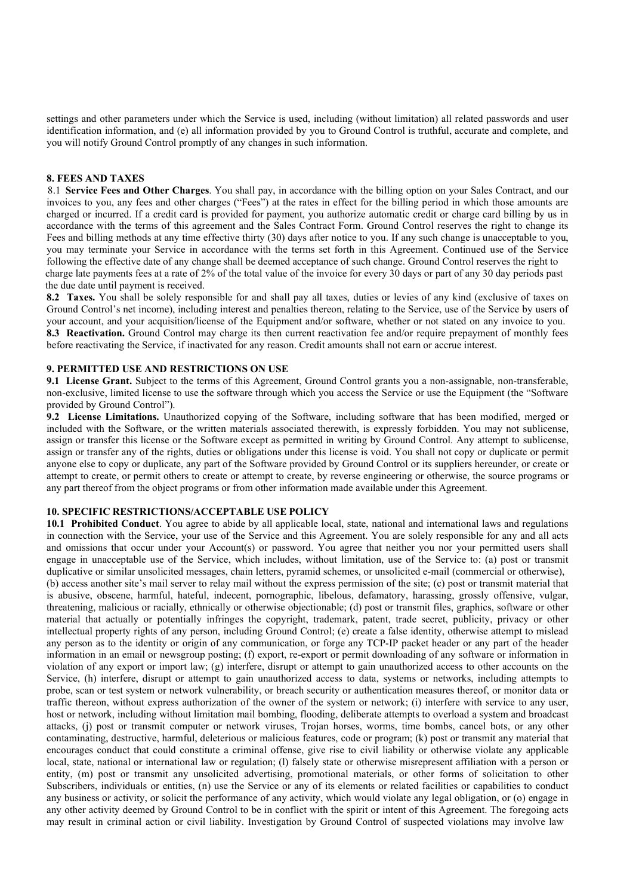settings and other parameters under which the Service is used, including (without limitation) all related passwords and user identification information, and (e) all information provided by you to Ground Control is truthful, accurate and complete, and you will notify Ground Control promptly of any changes in such information.

## 8. FEES AND TAXES

**8.1 Service Fees and Other Charges**. You shall pay, in accordance with the billing option on your Sales Contract, and our invoices to you, any fees and other charges ("Fees") at the rates in effect for the billing period in which those amounts are charged or incurred. If a credit card is provided for payment, you authorize automatic credit or charge card billing by us in accordance with the terms of this agreement and the Sales Contract Form. Ground Control reserves the right to change its Fees and billing methods at any time effective thirty (30) days after notice to you. If any such change is unacceptable to you, you may terminate your Service in accordance with the terms set forth in this Agreement. Continued use of the Service following the effective date of any change shall be deemed acceptance of such change. Ground Control reserves the right to charge late payments fees at a rate of 2% of the total value of the invoice for every 30 days or part of any 30 day periods past the due date until payment is received.

**8.2 Taxes.** You shall be solely responsible for and shall pay all taxes, duties or levies of any kind (exclusive of taxes on Ground Control's net income), including interest and penalties thereon, relating to the Service, use of the Service by users of your account, and your acquisition/license of the Equipment and/or software, whether or not stated on any invoice to you.

**8.3 Reactivation.** Ground Control may charge its then current reactivation fee and/or require prepayment of monthly fees before reactivating the Service, if inactivated for any reason. Credit amounts shall not earn or accrue interest.

## 9. PERMITTED USE AND RESTRICTIONS ON USE

**9.1 License Grant.** Subject to the terms of this Agreement, Ground Control grants you a non-assignable, non-transferable, non-exclusive, limited license to use the software through which you access the Service or use the Equipment (the "Software provided by Ground Control").

**9.2 License Limitations.** Unauthorized copying of the Software, including software that has been modified, merged or included with the Software, or the written materials associated therewith, is expressly forbidden. You may not sublicense, assign or transfer this license or the Software except as permitted in writing by Ground Control. Any attempt to sublicense, assign or transfer any of the rights, duties or obligations under this license is void. You shall not copy or duplicate or permit anyone else to copy or duplicate, any part of the Software provided by Ground Control or its suppliers hereunder, or create or attempt to create, or permit others to create or attempt to create, by reverse engineering or otherwise, the source programs or any part thereof from the object programs or from other information made available under this Agreement.

## 10. SPECIFIC RESTRICTIONS/ACCEPTABLE USE POLICY

**10.1 Prohibited Conduct**. You agree to abide by all applicable local, state, national and international laws and regulations in connection with the Service, your use of the Service and this Agreement. You are solely responsible for any and all acts and omissions that occur under your Account(s) or password. You agree that neither you nor your permitted users shall engage in unacceptable use of the Service, which includes, without limitation, use of the Service to: (a) post or transmit duplicative or similar unsolicited messages, chain letters, pyramid schemes, or unsolicited e-mail (commercial or otherwise), (b) access another site's mail server to relay mail without the express permission of the site; (c) post or transmit material that is abusive, obscene, harmful, hateful, indecent, pornographic, libelous, defamatory, harassing, grossly offensive, vulgar, threatening, malicious or racially, ethnically or otherwise objectionable; (d) post or transmit files, graphics, software or other material that actually or potentially infringes the copyright, trademark, patent, trade secret, publicity, privacy or other intellectual property rights of any person, including Ground Control; (e) create a false identity, otherwise attempt to mislead any person as to the identity or origin of any communication, or forge any TCP-IP packet header or any part of the header information in an email or newsgroup posting; (f) export, re-export or permit downloading of any software or information in violation of any export or import law; (g) interfere, disrupt or attempt to gain unauthorized access to other accounts on the Service, (h) interfere, disrupt or attempt to gain unauthorized access to data, systems or networks, including attempts to probe, scan or test system or network vulnerability, or breach security or authentication measures thereof, or monitor data or traffic thereon, without express authorization of the owner of the system or network; (i) interfere with service to any user, host or network, including without limitation mail bombing, flooding, deliberate attempts to overload a system and broadcast attacks, (j) post or transmit computer or network viruses, Trojan horses, worms, time bombs, cancel bots, or any other contaminating, destructive, harmful, deleterious or malicious features, code or program; (k) post or transmit any material that encourages conduct that could constitute a criminal offense, give rise to civil liability or otherwise violate any applicable local, state, national or international law or regulation; (l) falsely state or otherwise misrepresent affiliation with a person or entity, (m) post or transmit any unsolicited advertising, promotional materials, or other forms of solicitation to other Subscribers, individuals or entities, (n) use the Service or any of its elements or related facilities or capabilities to conduct any business or activity, or solicit the performance of any activity, which would violate any legal obligation, or (o) engage in any other activity deemed by Ground Control to be in conflict with the spirit or intent of this Agreement. The foregoing acts may result in criminal action or civil liability. Investigation by Ground Control of suspected violations may involve law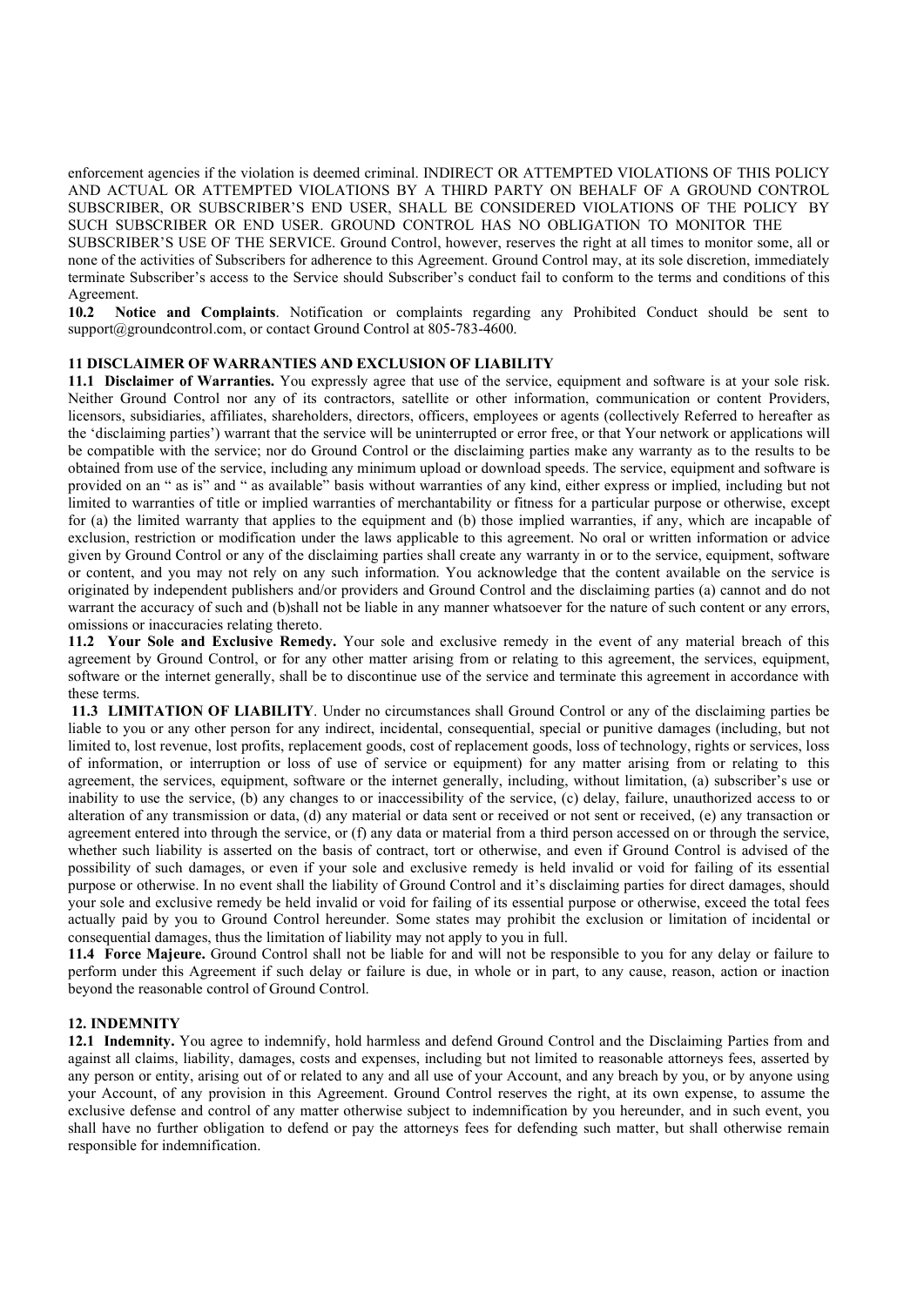enforcement agencies if the violation is deemed criminal. INDIRECT OR ATTEMPTED VIOLATIONS OF THIS POLICY AND ACTUAL OR ATTEMPTED VIOLATIONS BY A THIRD PARTY ON BEHALF OF A GROUND CONTROL SUBSCRIBER, OR SUBSCRIBER'S END USER, SHALL BE CONSIDERED VIOLATIONS OF THE POLICY BY SUCH SUBSCRIBER OR END USER. GROUND CONTROL HAS NO OBLIGATION TO MONITOR THE SUBSCRIBER'S USE OF THE SERVICE. Ground Control, however, reserves the right at all times to monitor some, all or none of the activities of Subscribers for adherence to this Agreement. Ground Control may, at its sole discretion, immediately terminate Subscriber's access to the Service should Subscriber's conduct fail to conform to the terms and conditions of this Agreement.

**10.2 Notice and Complaints**. Notification or complaints regarding any Prohibited Conduct should be sent to support@groundcontrol.com, or contact Ground Control at 805-783-4600.

## 11 DISCLAIMER OF WARRANTIES AND EXCLUSION OF LIABILITY

**11.1 Disclaimer of Warranties.** You expressly agree that use of the service, equipment and software is at your sole risk. Neither Ground Control nor any of its contractors, satellite or other information, communication or content Providers, licensors, subsidiaries, affiliates, shareholders, directors, officers, employees or agents (collectively Referred to hereafter as the 'disclaiming parties') warrant that the service will be uninterrupted or error free, or that Your network or applications will be compatible with the service; nor do Ground Control or the disclaiming parties make any warranty as to the results to be obtained from use of the service, including any minimum upload or download speeds. The service, equipment and software is provided on an " as is" and " as available" basis without warranties of any kind, either express or implied, including but not limited to warranties of title or implied warranties of merchantability or fitness for a particular purpose or otherwise, except for (a) the limited warranty that applies to the equipment and (b) those implied warranties, if any, which are incapable of exclusion, restriction or modification under the laws applicable to this agreement. No oral or written information or advice given by Ground Control or any of the disclaiming parties shall create any warranty in or to the service, equipment, software or content, and you may not rely on any such information. You acknowledge that the content available on the service is originated by independent publishers and/or providers and Ground Control and the disclaiming parties (a) cannot and do not warrant the accuracy of such and (b)shall not be liable in any manner whatsoever for the nature of such content or any errors, omissions or inaccuracies relating thereto.

**11.2 Your Sole and Exclusive Remedy.** Your sole and exclusive remedy in the event of any material breach of this agreement by Ground Control, or for any other matter arising from or relating to this agreement, the services, equipment, software or the internet generally, shall be to discontinue use of the service and terminate this agreement in accordance with these terms.

**11.3 LIMITATION OF LIABILITY**. Under no circumstances shall Ground Control or any of the disclaiming parties be liable to you or any other person for any indirect, incidental, consequential, special or punitive damages (including, but not limited to, lost revenue, lost profits, replacement goods, cost of replacement goods, loss of technology, rights or services, loss of information, or interruption or loss of use of service or equipment) for any matter arising from or relating to this agreement, the services, equipment, software or the internet generally, including, without limitation, (a) subscriber's use or inability to use the service, (b) any changes to or inaccessibility of the service, (c) delay, failure, unauthorized access to or alteration of any transmission or data, (d) any material or data sent or received or not sent or received, (e) any transaction or agreement entered into through the service, or (f) any data or material from a third person accessed on or through the service, whether such liability is asserted on the basis of contract, tort or otherwise, and even if Ground Control is advised of the possibility of such damages, or even if your sole and exclusive remedy is held invalid or void for failing of its essential purpose or otherwise. In no event shall the liability of Ground Control and it's disclaiming parties for direct damages, should your sole and exclusive remedy be held invalid or void for failing of its essential purpose or otherwise, exceed the total fees actually paid by you to Ground Control hereunder. Some states may prohibit the exclusion or limitation of incidental or consequential damages, thus the limitation of liability may not apply to you in full.

**11.4 Force Majeure.** Ground Control shall not be liable for and will not be responsible to you for any delay or failure to perform under this Agreement if such delay or failure is due, in whole or in part, to any cause, reason, action or inaction beyond the reasonable control of Ground Control.

## 12. INDEMNITY

**12.1 Indemnity.** You agree to indemnify, hold harmless and defend Ground Control and the Disclaiming Parties from and against all claims, liability, damages, costs and expenses, including but not limited to reasonable attorneys fees, asserted by any person or entity, arising out of or related to any and all use of your Account, and any breach by you, or by anyone using your Account, of any provision in this Agreement. Ground Control reserves the right, at its own expense, to assume the exclusive defense and control of any matter otherwise subject to indemnification by you hereunder, and in such event, you shall have no further obligation to defend or pay the attorneys fees for defending such matter, but shall otherwise remain responsible for indemnification.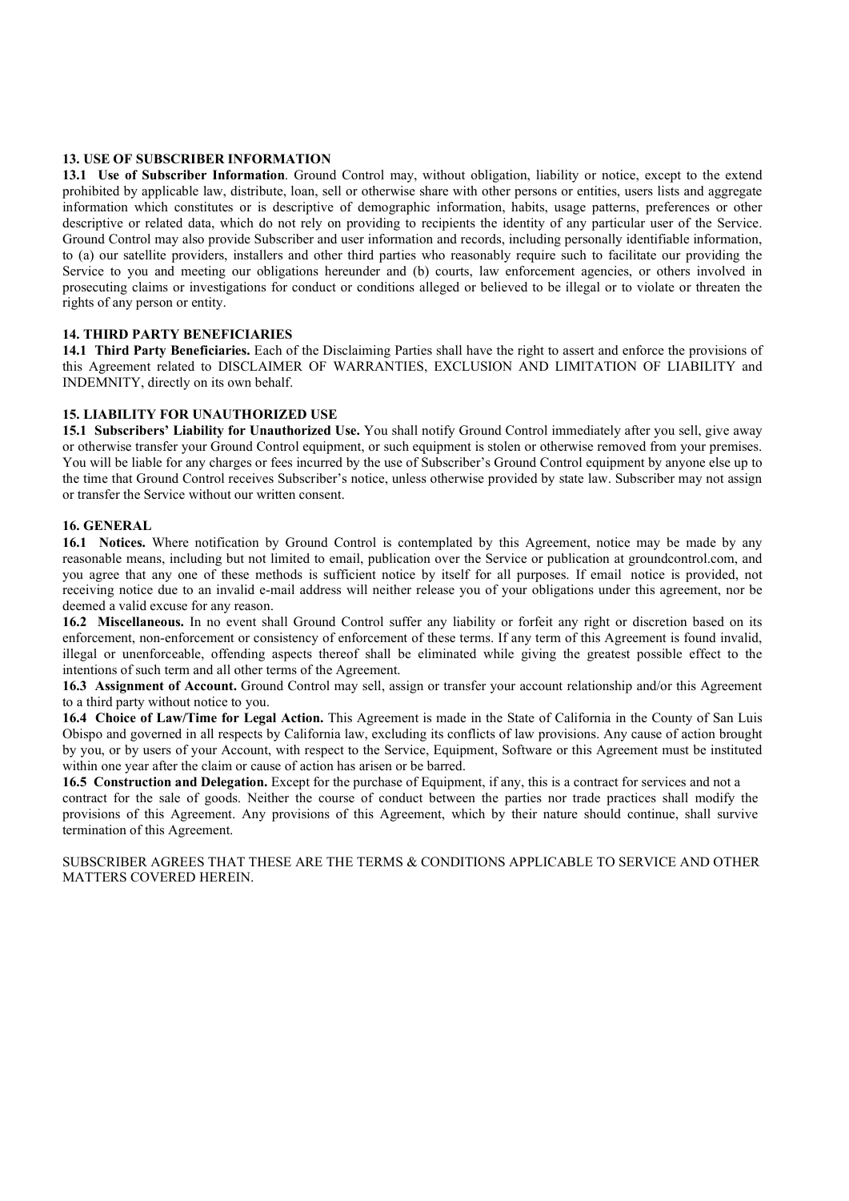## 13. USE OF SUBSCRIBER INFORMATION

**13.1 Use of Subscriber Information**. Ground Control may, without obligation, liability or notice, except to the extend prohibited by applicable law, distribute, loan, sell or otherwise share with other persons or entities, users lists and aggregate information which constitutes or is descriptive of demographic information, habits, usage patterns, preferences or other descriptive or related data, which do not rely on providing to recipients the identity of any particular user of the Service. Ground Control may also provide Subscriber and user information and records, including personally identifiable information, to (a) our satellite providers, installers and other third parties who reasonably require such to facilitate our providing the Service to you and meeting our obligations hereunder and (b) courts, law enforcement agencies, or others involved in prosecuting claims or investigations for conduct or conditions alleged or believed to be illegal or to violate or threaten the rights of any person or entity.

## 14. THIRD PARTY BENEFICIARIES

**14.1 Third Party Beneficiaries.** Each of the Disclaiming Parties shall have the right to assert and enforce the provisions of this Agreement related to DISCLAIMER OF WARRANTIES, EXCLUSION AND LIMITATION OF LIABILITY and INDEMNITY, directly on its own behalf.

## 15. LIABILITY FOR UNAUTHORIZED USE

**15.1 Subscribers' Liability for Unauthorized Use.** You shall notify Ground Control immediately after you sell, give away or otherwise transfer your Ground Control equipment, or such equipment is stolen or otherwise removed from your premises. You will be liable for any charges or fees incurred by the use of Subscriber's Ground Control equipment by anyone else up to the time that Ground Control receives Subscriber's notice, unless otherwise provided by state law. Subscriber may not assign or transfer the Service without our written consent.

## 16. GENERAL

**16.1 Notices.** Where notification by Ground Control is contemplated by this Agreement, notice may be made by any reasonable means, including but not limited to email, publication over the Service or publication at groundcontrol.com, and you agree that any one of these methods is sufficient notice by itself for all purposes. If email notice is provided, not receiving notice due to an invalid e-mail address will neither release you of your obligations under this agreement, nor be deemed a valid excuse for any reason.

**16.2 Miscellaneous.** In no event shall Ground Control suffer any liability or forfeit any right or discretion based on its enforcement, non-enforcement or consistency of enforcement of these terms. If any term of this Agreement is found invalid, illegal or unenforceable, offending aspects thereof shall be eliminated while giving the greatest possible effect to the intentions of such term and all other terms of the Agreement.

**16.3 Assignment of Account.** Ground Control may sell, assign or transfer your account relationship and/or this Agreement to a third party without notice to you.

**16.4 Choice of Law/Time for Legal Action.** This Agreement is made in the State of California in the County of San Luis Obispo and governed in all respects by California law, excluding its conflicts of law provisions. Any cause of action brought by you, or by users of your Account, with respect to the Service, Equipment, Software or this Agreement must be instituted within one year after the claim or cause of action has arisen or be barred.

**16.5 Construction and Delegation.** Except for the purchase of Equipment, if any, this is a contract for services and not a contract for the sale of goods. Neither the course of conduct between the parties nor trade practices shall modify the provisions of this Agreement. Any provisions of this Agreement, which by their nature should continue, shall survive termination of this Agreement.

SUBSCRIBER AGREES THAT THESE ARE THE TERMS & CONDITIONS APPLICABLE TO SERVICE AND OTHER MATTERS COVERED HEREIN.